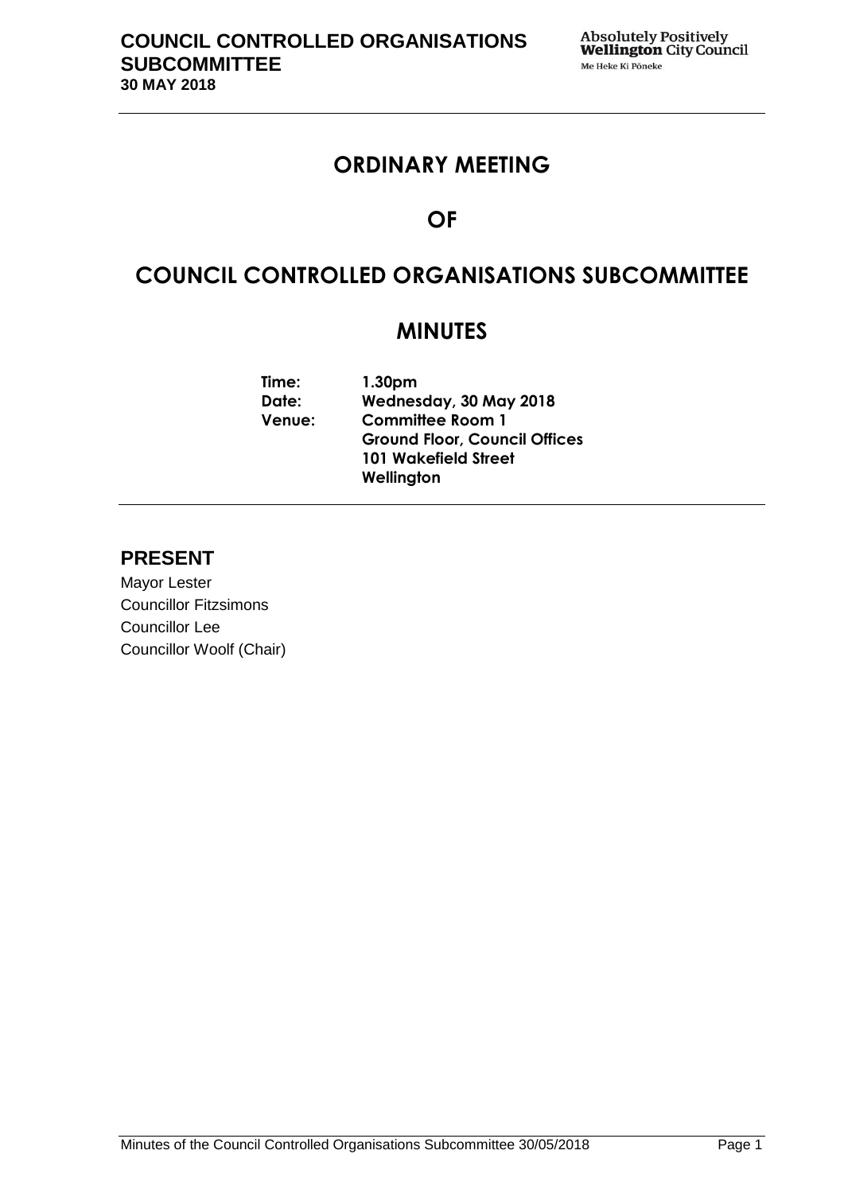# ORDINARY MEETING

# OF

# COUNCIL CONTROLLED ORGANISATIONS SUBCOMMITTEE

# MINUTES

| | |
|---|---|
| **Time:** | **1.30pm** |
| **Date:** | **Wednesday, 30 May 2018** |
| **Venue:** | **Committee Room 1**<br>**Ground Floor, Council Offices**<br>**101 Wakefield Street**<br>**Wellington** |

## PRESENT

Mayor Lester
Councillor Fitzsimons
Councillor Lee
Councillor Woolf (Chair)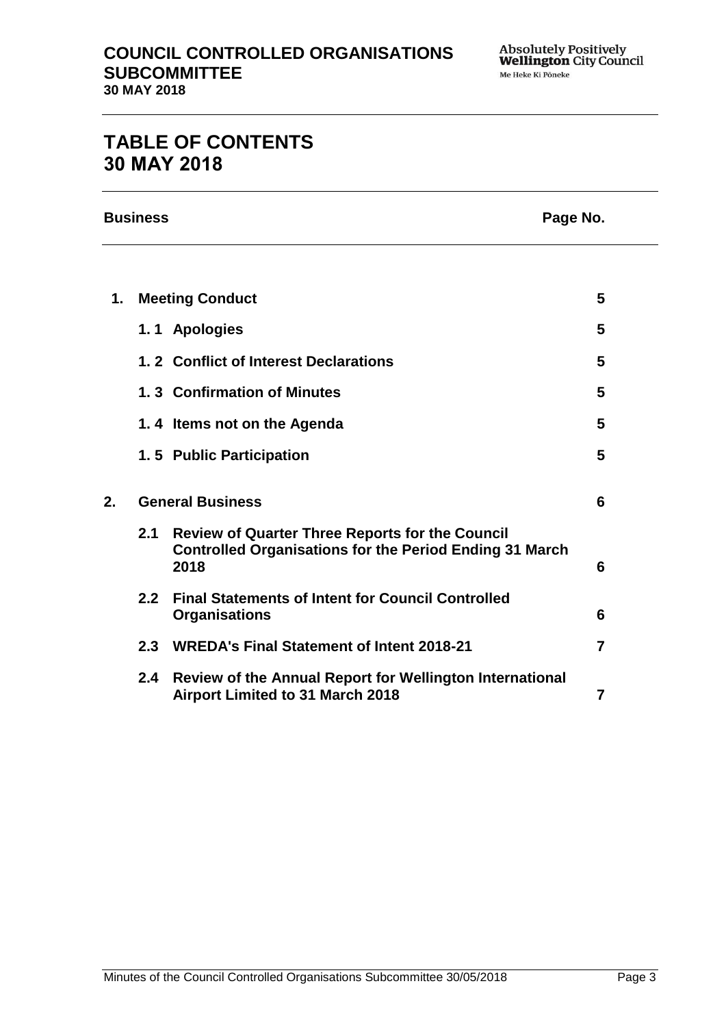# TABLE OF CONTENTS
# 30 MAY 2018

| Business | | Page No. |
|---|---|---|
| **1.** | **Meeting Conduct** | **5** |
| | **1. 1 Apologies** | **5** |
| | **1. 2 Conflict of Interest Declarations** | **5** |
| | **1. 3 Confirmation of Minutes** | **5** |
| | **1. 4 Items not on the Agenda** | **5** |
| | **1. 5 Public Participation** | **5** |
| **2.** | **General Business** | **6** |
| | **2.1 Review of Quarter Three Reports for the Council Controlled Organisations for the Period Ending 31 March 2018** | **6** |
| | **2.2 Final Statements of Intent for Council Controlled Organisations** | **6** |
| | **2.3 WREDA's Final Statement of Intent 2018-21** | **7** |
| | **2.4 Review of the Annual Report for Wellington International Airport Limited to 31 March 2018** | **7** |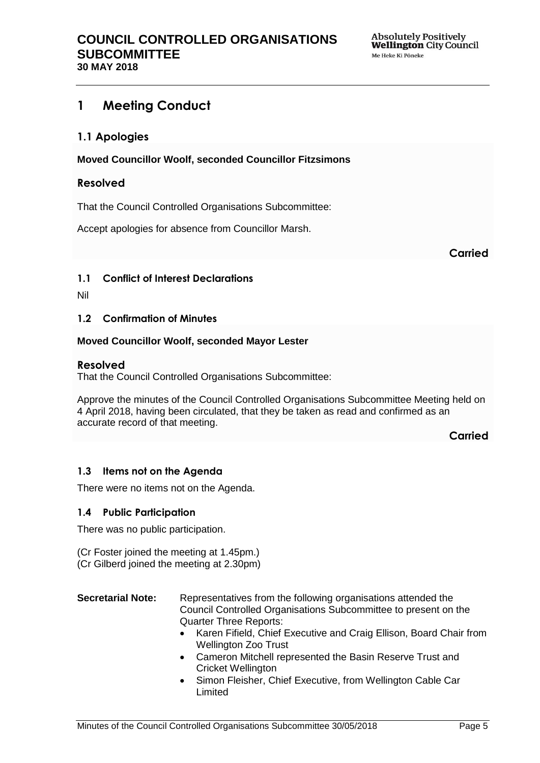# 1 Meeting Conduct

## 1.1 Apologies

**Moved Councillor Woolf, seconded Councillor Fitzsimons**

### Resolved

That the Council Controlled Organisations Subcommittee:

Accept apologies for absence from Councillor Marsh.

**Carried**

### 1.1 Conflict of Interest Declarations

Nil

### 1.2 Confirmation of Minutes

**Moved Councillor Woolf, seconded Mayor Lester**

### Resolved

That the Council Controlled Organisations Subcommittee:

Approve the minutes of the Council Controlled Organisations Subcommittee Meeting held on 4 April 2018, having been circulated, that they be taken as read and confirmed as an accurate record of that meeting.

**Carried**

### 1.3 Items not on the Agenda

There were no items not on the Agenda.

### 1.4 Public Participation

There was no public participation.

(Cr Foster joined the meeting at 1.45pm.)
(Cr Gilberd joined the meeting at 2.30pm)

**Secretarial Note:** Representatives from the following organisations attended the Council Controlled Organisations Subcommittee to present on the Quarter Three Reports:

- Karen Fifield, Chief Executive and Craig Ellison, Board Chair from Wellington Zoo Trust
- Cameron Mitchell represented the Basin Reserve Trust and Cricket Wellington
- Simon Fleisher, Chief Executive, from Wellington Cable Car Limited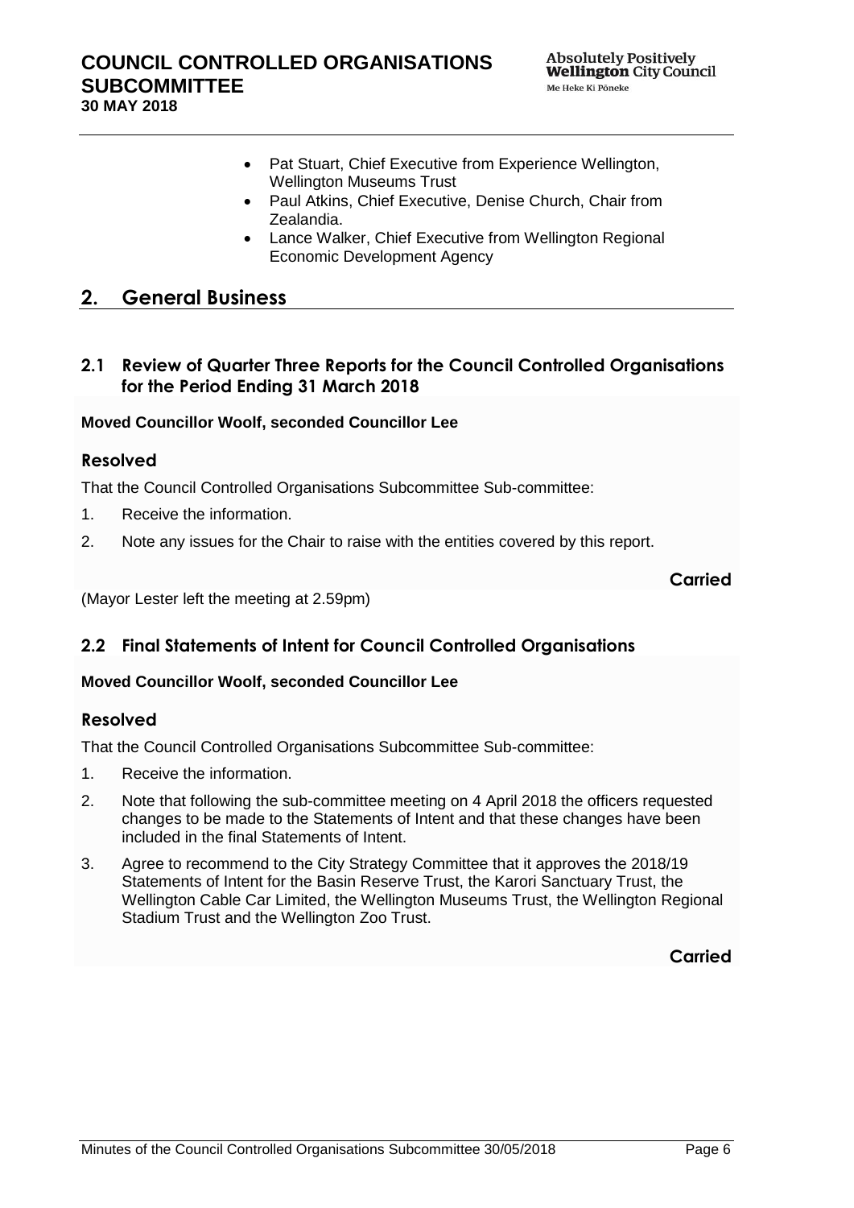- Pat Stuart, Chief Executive from Experience Wellington, Wellington Museums Trust
- Paul Atkins, Chief Executive, Denise Church, Chair from Zealandia.
- Lance Walker, Chief Executive from Wellington Regional Economic Development Agency

## 2. General Business

### 2.1 Review of Quarter Three Reports for the Council Controlled Organisations for the Period Ending 31 March 2018

**Moved Councillor Woolf, seconded Councillor Lee**

#### Resolved

That the Council Controlled Organisations Subcommittee Sub-committee:

1. Receive the information.
2. Note any issues for the Chair to raise with the entities covered by this report.

**Carried**

(Mayor Lester left the meeting at 2.59pm)

### 2.2 Final Statements of Intent for Council Controlled Organisations

**Moved Councillor Woolf, seconded Councillor Lee**

#### Resolved

That the Council Controlled Organisations Subcommittee Sub-committee:

1. Receive the information.
2. Note that following the sub-committee meeting on 4 April 2018 the officers requested changes to be made to the Statements of Intent and that these changes have been included in the final Statements of Intent.
3. Agree to recommend to the City Strategy Committee that it approves the 2018/19 Statements of Intent for the Basin Reserve Trust, the Karori Sanctuary Trust, the Wellington Cable Car Limited, the Wellington Museums Trust, the Wellington Regional Stadium Trust and the Wellington Zoo Trust.

**Carried**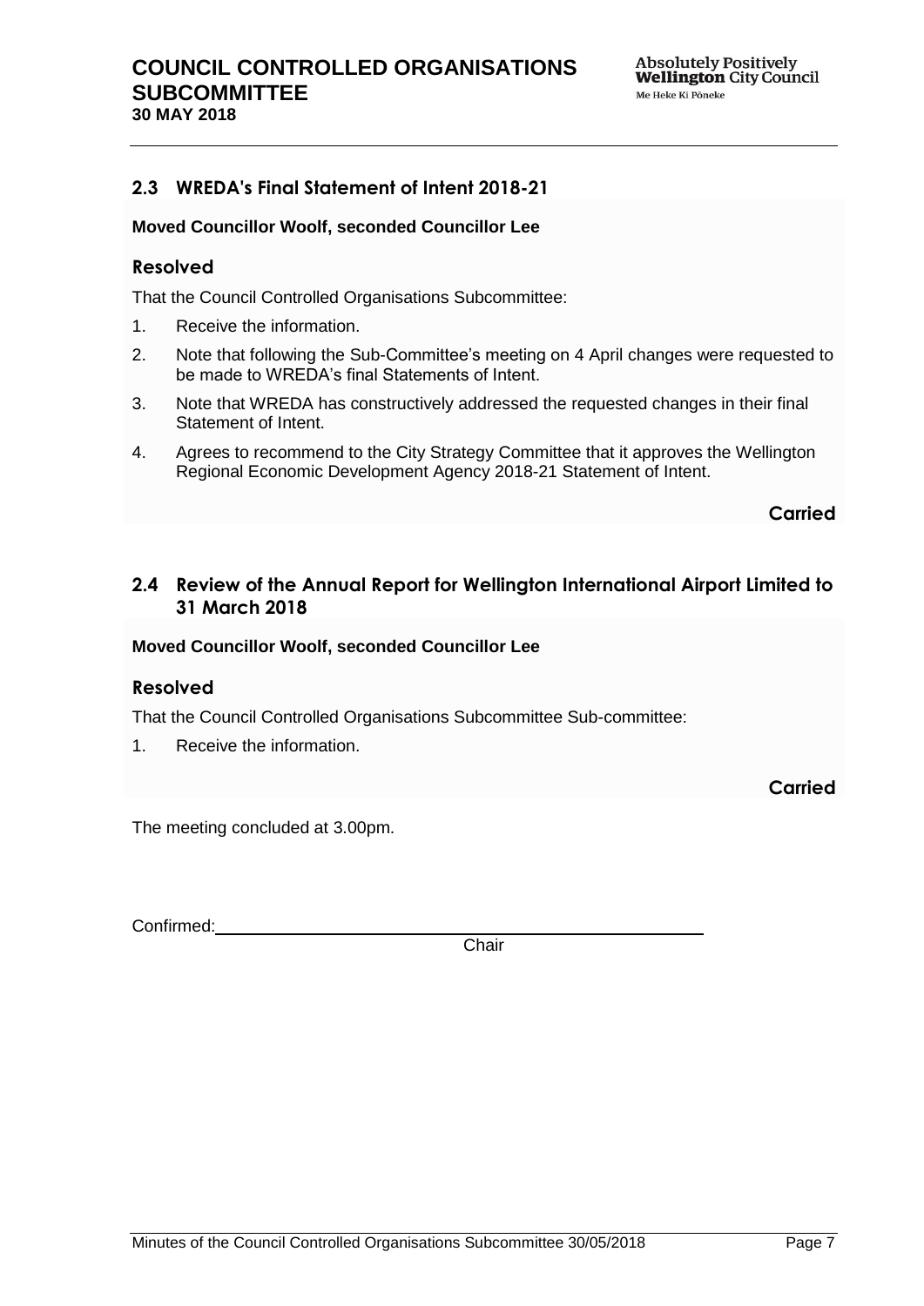## 2.3 WREDA's Final Statement of Intent 2018-21

**Moved Councillor Woolf, seconded Councillor Lee**

### Resolved

That the Council Controlled Organisations Subcommittee:

1. Receive the information.
2. Note that following the Sub-Committee's meeting on 4 April changes were requested to be made to WREDA's final Statements of Intent.
3. Note that WREDA has constructively addressed the requested changes in their final Statement of Intent.
4. Agrees to recommend to the City Strategy Committee that it approves the Wellington Regional Economic Development Agency 2018-21 Statement of Intent.

**Carried**

## 2.4 Review of the Annual Report for Wellington International Airport Limited to 31 March 2018

**Moved Councillor Woolf, seconded Councillor Lee**

### Resolved

That the Council Controlled Organisations Subcommittee Sub-committee:

1. Receive the information.

**Carried**

The meeting concluded at 3.00pm.

Confirmed: ______________________________

Chair